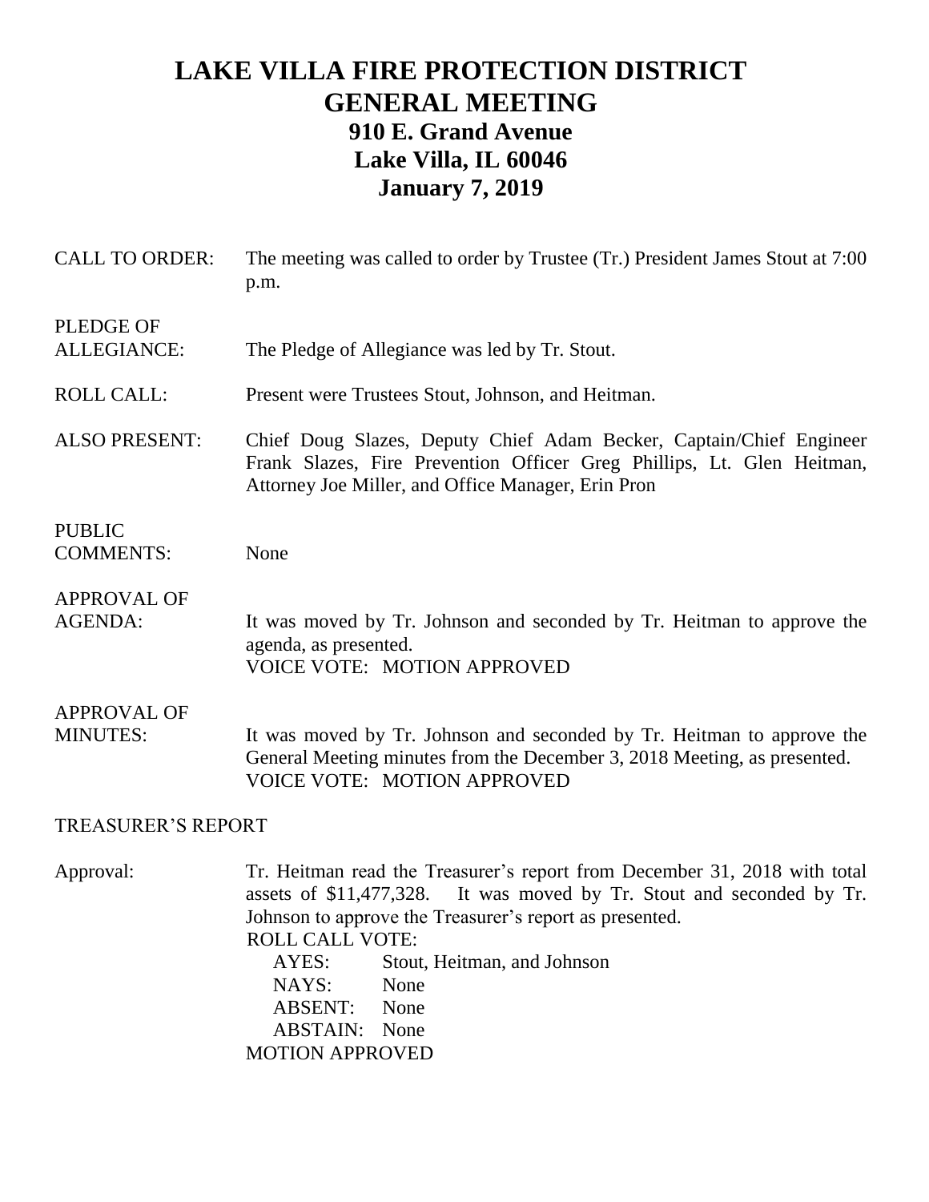# LAKE VILLA FIRE PROTECTION DISTRICT
# GENERAL MEETING
## 910 E. Grand Avenue
## Lake Villa, IL 60046
## January 7, 2019

**CALL TO ORDER:** The meeting was called to order by Trustee (Tr.) President James Stout at 7:00 p.m.

**PLEDGE OF ALLEGIANCE:** The Pledge of Allegiance was led by Tr. Stout.

**ROLL CALL:** Present were Trustees Stout, Johnson, and Heitman.

**ALSO PRESENT:** Chief Doug Slazes, Deputy Chief Adam Becker, Captain/Chief Engineer Frank Slazes, Fire Prevention Officer Greg Phillips, Lt. Glen Heitman, Attorney Joe Miller, and Office Manager, Erin Pron

**PUBLIC COMMENTS:** None

**APPROVAL OF AGENDA:** It was moved by Tr. Johnson and seconded by Tr. Heitman to approve the agenda, as presented.
VOICE VOTE: MOTION APPROVED

**APPROVAL OF MINUTES:** It was moved by Tr. Johnson and seconded by Tr. Heitman to approve the General Meeting minutes from the December 3, 2018 Meeting, as presented.
VOICE VOTE: MOTION APPROVED

## TREASURER'S REPORT

**Approval:** Tr. Heitman read the Treasurer's report from December 31, 2018 with total assets of $11,477,328. It was moved by Tr. Stout and seconded by Tr. Johnson to approve the Treasurer's report as presented.

ROLL CALL VOTE:
- AYES: Stout, Heitman, and Johnson
- NAYS: None
- ABSENT: None
- ABSTAIN: None

MOTION APPROVED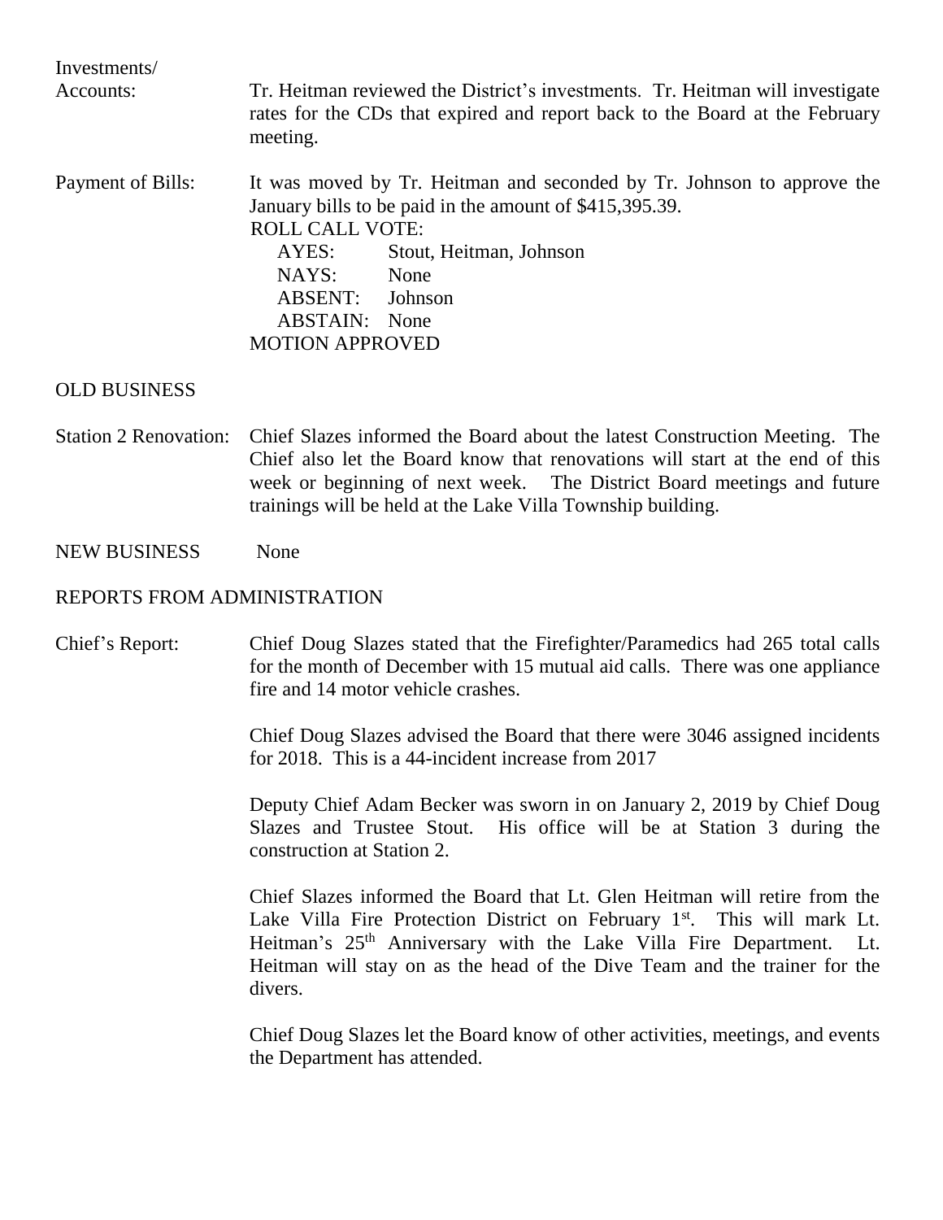Investments/
Accounts: Tr. Heitman reviewed the District's investments. Tr. Heitman will investigate rates for the CDs that expired and report back to the Board at the February meeting.

Payment of Bills: It was moved by Tr. Heitman and seconded by Tr. Johnson to approve the January bills to be paid in the amount of $415,395.39.

ROLL CALL VOTE:
AYES: Stout, Heitman, Johnson
NAYS: None
ABSENT: Johnson
ABSTAIN: None
MOTION APPROVED

OLD BUSINESS

Station 2 Renovation: Chief Slazes informed the Board about the latest Construction Meeting. The Chief also let the Board know that renovations will start at the end of this week or beginning of next week. The District Board meetings and future trainings will be held at the Lake Villa Township building.

NEW BUSINESS None

REPORTS FROM ADMINISTRATION

Chief's Report: Chief Doug Slazes stated that the Firefighter/Paramedics had 265 total calls for the month of December with 15 mutual aid calls. There was one appliance fire and 14 motor vehicle crashes.

Chief Doug Slazes advised the Board that there were 3046 assigned incidents for 2018. This is a 44-incident increase from 2017

Deputy Chief Adam Becker was sworn in on January 2, 2019 by Chief Doug Slazes and Trustee Stout. His office will be at Station 3 during the construction at Station 2.

Chief Slazes informed the Board that Lt. Glen Heitman will retire from the Lake Villa Fire Protection District on February 1st. This will mark Lt. Heitman's 25th Anniversary with the Lake Villa Fire Department. Lt. Heitman will stay on as the head of the Dive Team and the trainer for the divers.

Chief Doug Slazes let the Board know of other activities, meetings, and events the Department has attended.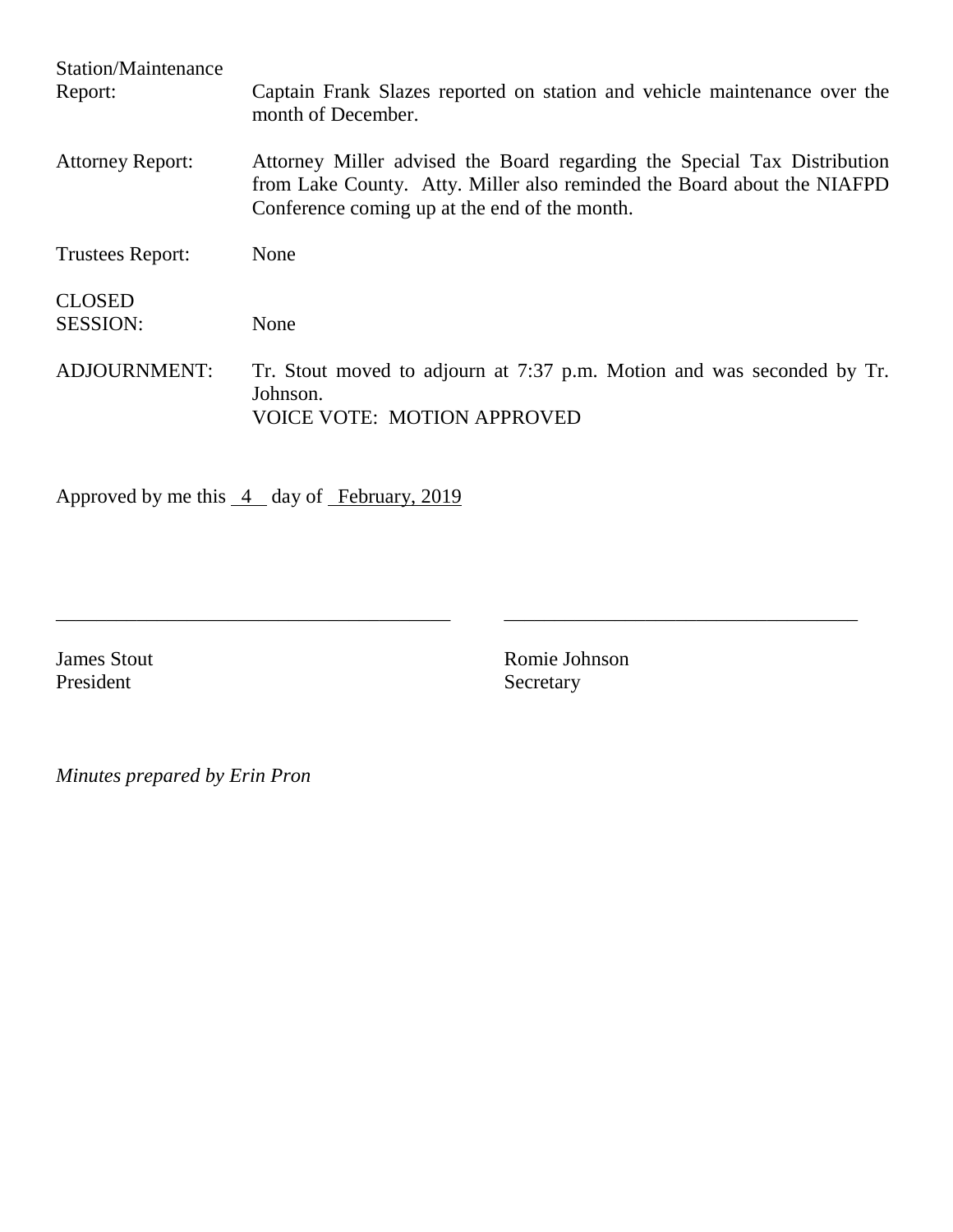Station/Maintenance Report: Captain Frank Slazes reported on station and vehicle maintenance over the month of December.

Attorney Report: Attorney Miller advised the Board regarding the Special Tax Distribution from Lake County. Atty. Miller also reminded the Board about the NIAFPD Conference coming up at the end of the month.

Trustees Report: None

CLOSED SESSION: None

ADJOURNMENT: Tr. Stout moved to adjourn at 7:37 p.m. Motion and was seconded by Tr. Johnson.
VOICE VOTE: MOTION APPROVED

Approved by me this 4 day of February, 2019

_______________________________________ _______________________________________

James Stout
President

Romie Johnson
Secretary

*Minutes prepared by Erin Pron*